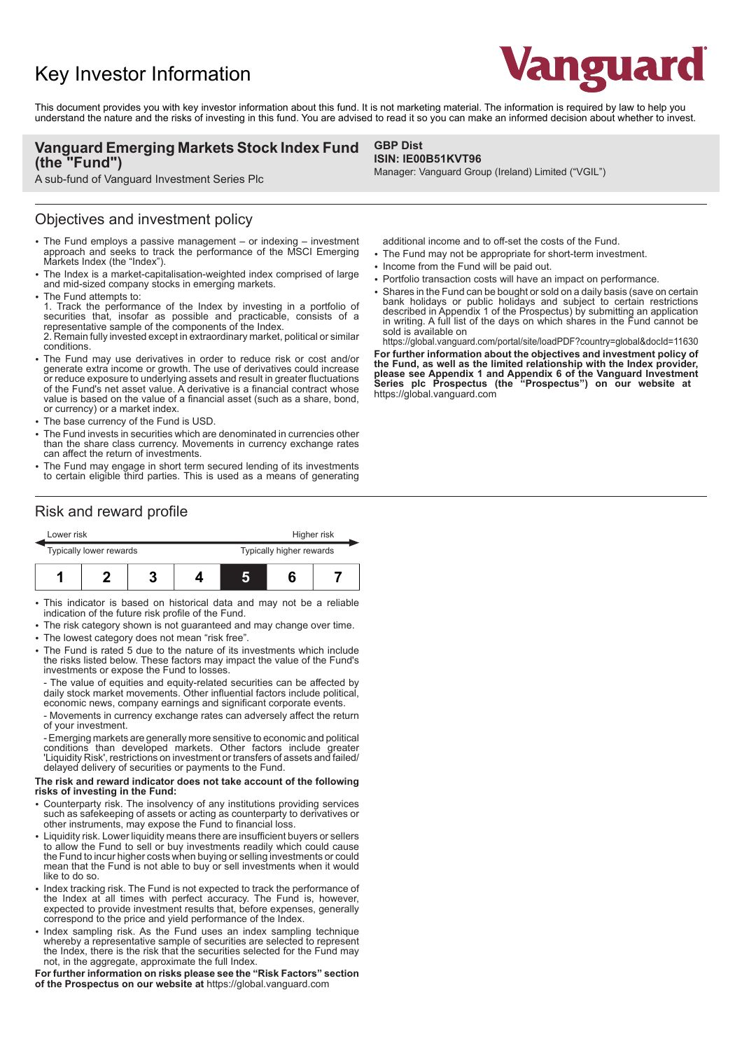# Key Investor Information

Vanguard

This document provides you with key investor information about this fund. It is not marketing material. The information is required by law to help you understand the nature and the risks of investing in this fund. You are advised to read it so you can make an informed decision about whether to invest.

**Vanguard Emerging Markets Stock Index Fund (the "Fund")**
A sub-fund of Vanguard Investment Series Plc

**GBP Dist**
**ISIN: IE00B51KVT96**
Manager: Vanguard Group (Ireland) Limited ("VGIL")

## Objectives and investment policy

- The Fund employs a passive management – or indexing – investment approach and seeks to track the performance of the MSCI Emerging Markets Index (the "Index").
- The Index is a market-capitalisation-weighted index comprised of large and mid-sized company stocks in emerging markets.
- The Fund attempts to:
  1. Track the performance of the Index by investing in a portfolio of securities that, insofar as possible and practicable, consists of a representative sample of the components of the Index.
  2. Remain fully invested except in extraordinary market, political or similar conditions.
- The Fund may use derivatives in order to reduce risk or cost and/or generate extra income or growth. The use of derivatives could increase or reduce exposure to underlying assets and result in greater fluctuations of the Fund's net asset value. A derivative is a financial contract whose value is based on the value of a financial asset (such as a share, bond, or currency) or a market index.
- The base currency of the Fund is USD.
- The Fund invests in securities which are denominated in currencies other than the share class currency. Movements in currency exchange rates can affect the return of investments.
- The Fund may engage in short term secured lending of its investments to certain eligible third parties. This is used as a means of generating additional income and to off-set the costs of the Fund.
- The Fund may not be appropriate for short-term investment.
- Income from the Fund will be paid out.
- Portfolio transaction costs will have an impact on performance.
- Shares in the Fund can be bought or sold on a daily basis (save on certain bank holidays or public holidays and subject to certain restrictions described in Appendix 1 of the Prospectus) by submitting an application in writing. A full list of the days on which shares in the Fund cannot be sold is available on https://global.vanguard.com/portal/site/loadPDF?country=global&docId=11630

**For further information about the objectives and investment policy of the Fund, as well as the limited relationship with the Index provider, please see Appendix 1 and Appendix 6 of the Vanguard Investment Series plc Prospectus (the "Prospectus") on our website at** https://global.vanguard.com

## Risk and reward profile

Lower risk — Higher risk

Typically lower rewards — Typically higher rewards

| 1 | 2 | 3 | 4 | **5** | 6 | 7 |
|---|---|---|---|---|---|---|

- This indicator is based on historical data and may not be a reliable indication of the future risk profile of the Fund.
- The risk category shown is not guaranteed and may change over time.
- The lowest category does not mean "risk free".
- The Fund is rated 5 due to the nature of its investments which include the risks listed below. These factors may impact the value of the Fund's investments or expose the Fund to losses.
  - The value of equities and equity-related securities can be affected by daily stock market movements. Other influential factors include political, economic news, company earnings and significant corporate events.
  - Movements in currency exchange rates can adversely affect the return of your investment.
  - Emerging markets are generally more sensitive to economic and political conditions than developed markets. Other factors include greater 'Liquidity Risk', restrictions on investment or transfers of assets and failed/delayed delivery of securities or payments to the Fund.

**The risk and reward indicator does not take account of the following risks of investing in the Fund:**

- Counterparty risk. The insolvency of any institutions providing services such as safekeeping of assets or acting as counterparty to derivatives or other instruments, may expose the Fund to financial loss.
- Liquidity risk. Lower liquidity means there are insufficient buyers or sellers to allow the Fund to sell or buy investments readily which could cause the Fund to incur higher costs when buying or selling investments or could mean that the Fund is not able to buy or sell investments when it would like to do so.
- Index tracking risk. The Fund is not expected to track the performance of the Index at all times with perfect accuracy. The Fund is, however, expected to provide investment results that, before expenses, generally correspond to the price and yield performance of the Index.
- Index sampling risk. As the Fund uses an index sampling technique whereby a representative sample of securities are selected to represent the Index, there is the risk that the securities selected for the Fund may not, in the aggregate, approximate the full Index.

**For further information on risks please see the "Risk Factors" section of the Prospectus on our website at** https://global.vanguard.com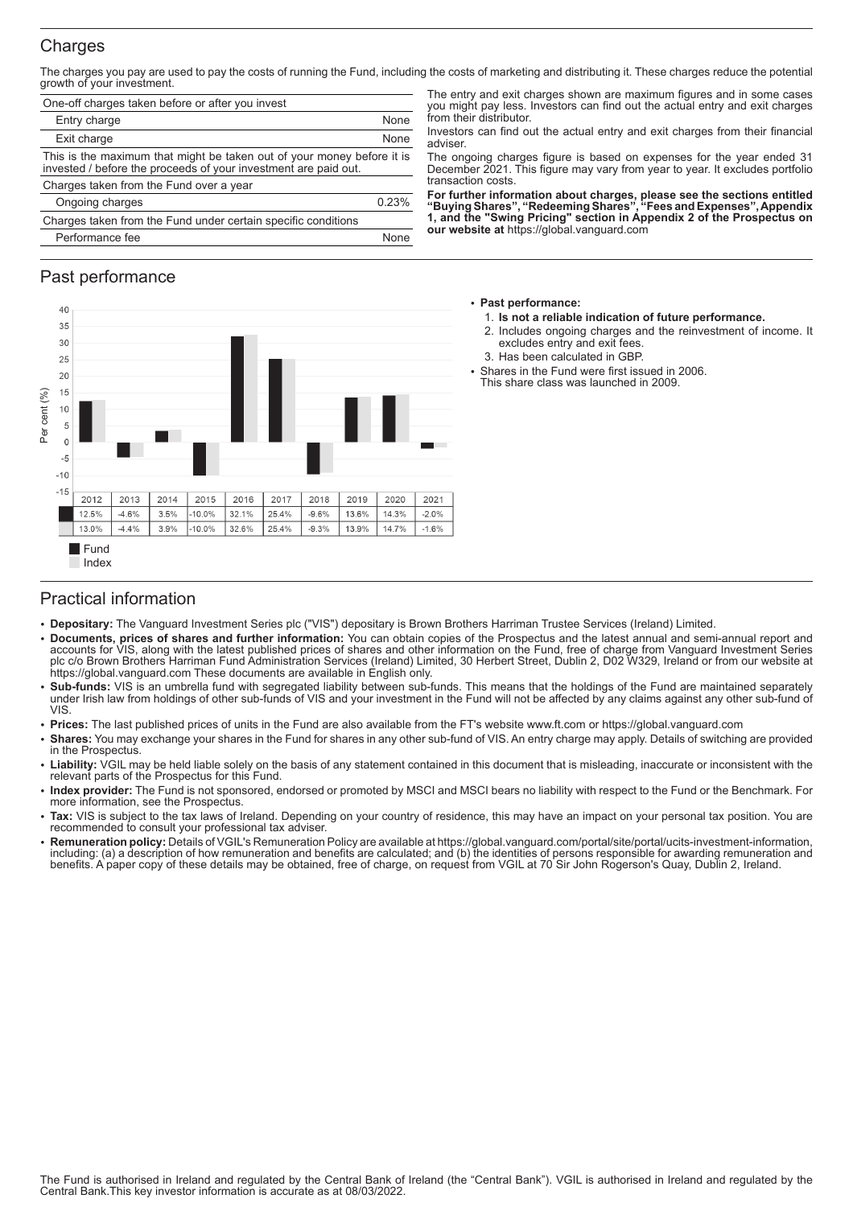## Charges

The charges you pay are used to pay the costs of running the Fund, including the costs of marketing and distributing it. These charges reduce the potential growth of your investment.

| One-off charges taken before or after you invest | |
|---|---|
| Entry charge | None |
| Exit charge | None |
| This is the maximum that might be taken out of your money before it is invested / before the proceeds of your investment are paid out. | |
| **Charges taken from the Fund over a year** | |
| Ongoing charges | 0.23% |
| **Charges taken from the Fund under certain specific conditions** | |
| Performance fee | None |

The entry and exit charges shown are maximum figures and in some cases you might pay less. Investors can find out the actual entry and exit charges from their distributor.

Investors can find out the actual entry and exit charges from their financial adviser.

The ongoing charges figure is based on expenses for the year ended 31 December 2021. This figure may vary from year to year. It excludes portfolio transaction costs.

**For further information about charges, please see the sections entitled "Buying Shares", "Redeeming Shares", "Fees and Expenses", Appendix 1, and the "Swing Pricing" section in Appendix 2 of the Prospectus on our website at** https://global.vanguard.com

## Past performance

Per cent (%)

40
35
30
25
20
15
10
5
0
-5
-10
-15

2012 2013 2014 2015 2016 2017 2018 2019 2020 2021

Fund: 12.5% -4.6% 3.5% -10.0% 32.1% 25.4% -9.6% 13.6% 14.3% -2.0%

Index: 13.0% -4.4% 3.9% -10.0% 32.6% 25.4% -9.3% 13.9% 14.7% -1.6%

Fund
Index

- **Past performance:**
  1. **Is not a reliable indication of future performance.**
  2. Includes ongoing charges and the reinvestment of income. It excludes entry and exit fees.
  3. Has been calculated in GBP.
- Shares in the Fund were first issued in 2006.
  This share class was launched in 2009.

## Practical information

- **Depositary:** The Vanguard Investment Series plc ("VIS") depositary is Brown Brothers Harriman Trustee Services (Ireland) Limited.
- **Documents, prices of shares and further information:** You can obtain copies of the Prospectus and the latest annual and semi-annual report and accounts for VIS, along with the latest published prices of shares and other information on the Fund, free of charge from Vanguard Investment Series plc c/o Brown Brothers Harriman Fund Administration Services (Ireland) Limited, 30 Herbert Street, Dublin 2, D02 W329, Ireland or from our website at https://global.vanguard.com These documents are available in English only.
- **Sub-funds:** VIS is an umbrella fund with segregated liability between sub-funds. This means that the holdings of the Fund are maintained separately under Irish law from holdings of other sub-funds of VIS and your investment in the Fund will not be affected by any claims against any other sub-fund of VIS.
- **Prices:** The last published prices of units in the Fund are also available from the FT's website www.ft.com or https://global.vanguard.com
- **Shares:** You may exchange your shares in the Fund for shares in any other sub-fund of VIS. An entry charge may apply. Details of switching are provided in the Prospectus.
- **Liability:** VGIL may be held liable solely on the basis of any statement contained in this document that is misleading, inaccurate or inconsistent with the relevant parts of the Prospectus for this Fund.
- **Index provider:** The Fund is not sponsored, endorsed or promoted by MSCI and MSCI bears no liability with respect to the Fund or the Benchmark. For more information, see the Prospectus.
- **Tax:** VIS is subject to the tax laws of Ireland. Depending on your country of residence, this may have an impact on your personal tax position. You are recommended to consult your professional tax adviser.
- **Remuneration policy:** Details of VGIL's Remuneration Policy are available at https://global.vanguard.com/portal/site/portal/ucits-investment-information, including: (a) a description of how remuneration and benefits are calculated; and (b) the identities of persons responsible for awarding remuneration and benefits. A paper copy of these details may be obtained, free of charge, on request from VGIL at 70 Sir John Rogerson's Quay, Dublin 2, Ireland.

The Fund is authorised in Ireland and regulated by the Central Bank of Ireland (the "Central Bank"). VGIL is authorised in Ireland and regulated by the Central Bank.This key investor information is accurate as at 08/03/2022.